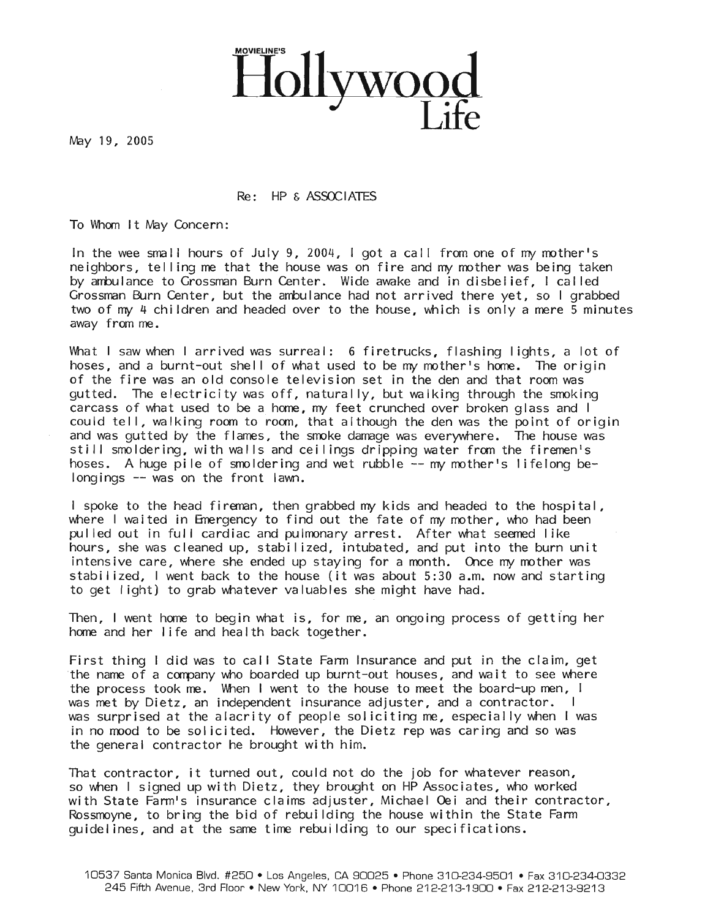MOVIELINE'S
# Hollywood Life

May 19, 2005

Re: HP & ASSOCIATES

To Whom It May Concern:

In the wee small hours of July 9, 2004, I got a call from one of my mother's neighbors, telling me that the house was on fire and my mother was being taken by ambulance to Grossman Burn Center. Wide awake and in disbelief, I called Grossman Burn Center, but the ambulance had not arrived there yet, so I grabbed two of my 4 children and headed over to the house, which is only a mere 5 minutes away from me.

What I saw when I arrived was surreal: 6 firetrucks, flashing lights, a lot of hoses, and a burnt-out shell of what used to be my mother's home. The origin of the fire was an old console television set in the den and that room was gutted. The electricity was off, naturally, but walking through the smoking carcass of what used to be a home, my feet crunched over broken glass and I could tell, walking room to room, that although the den was the point of origin and was gutted by the flames, the smoke damage was everywhere. The house was still smoldering, with walls and ceilings dripping water from the firemen's hoses. A huge pile of smoldering and wet rubble -- my mother's lifelong belongings -- was on the front lawn.

I spoke to the head fireman, then grabbed my kids and headed to the hospital, where I waited in Emergency to find out the fate of my mother, who had been pulled out in full cardiac and pulmonary arrest. After what seemed like hours, she was cleaned up, stabilized, intubated, and put into the burn unit intensive care, where she ended up staying for a month. Once my mother was stabilized, I went back to the house (it was about 5:30 a.m. now and starting to get light) to grab whatever valuables she might have had.

Then, I went home to begin what is, for me, an ongoing process of getting her home and her life and health back together.

First thing I did was to call State Farm Insurance and put in the claim, get the name of a company who boarded up burnt-out houses, and wait to see where the process took me. When I went to the house to meet the board-up men, I was met by Dietz, an independent insurance adjuster, and a contractor. I was surprised at the alacrity of people soliciting me, especially when I was in no mood to be solicited. However, the Dietz rep was caring and so was the general contractor he brought with him.

That contractor, it turned out, could not do the job for whatever reason, so when I signed up with Dietz, they brought on HP Associates, who worked with State Farm's insurance claims adjuster, Michael Oei and their contractor, Rossmoyne, to bring the bid of rebuilding the house within the State Farm guidelines, and at the same time rebuilding to our specifications.

10537 Santa Monica Blvd. #250 • Los Angeles, CA 90025 • Phone 310-234-9501 • Fax 310-234-0332
245 Fifth Avenue, 3rd Floor • New York, NY 10016 • Phone 212-213-1900 • Fax 212-213-9213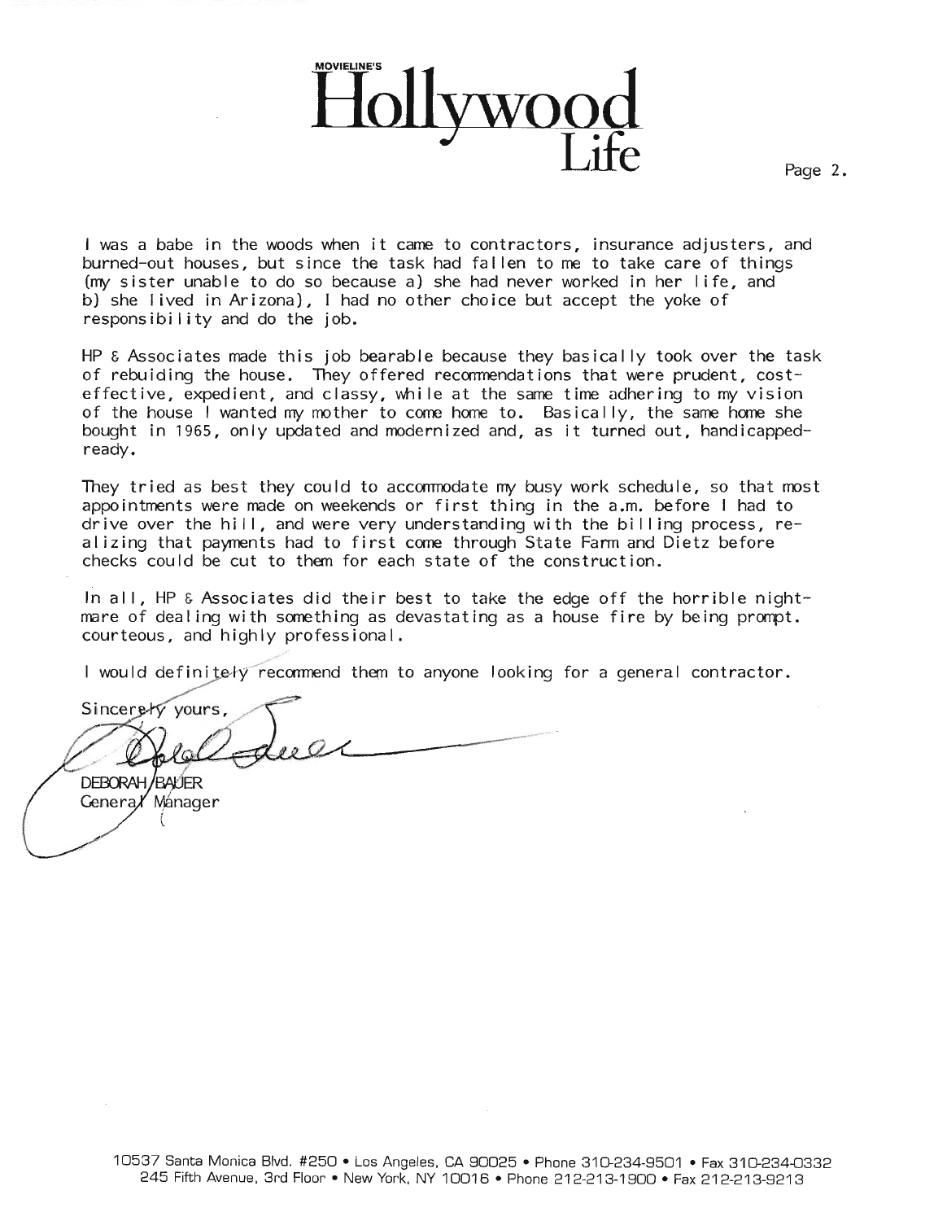# MOVIELINE'S Hollywood Life

I was a babe in the woods when it came to contractors, insurance adjusters, and burned-out houses, but since the task had fallen to me to take care of things (my sister unable to do so because a) she had never worked in her life, and b) she lived in Arizona), I had no other choice but accept the yoke of responsibility and do the job.

HP & Associates made this job bearable because they basically took over the task of rebuiding the house. They offered recommendations that were prudent, cost-effective, expedient, and classy, while at the same time adhering to my vision of the house I wanted my mother to come home to. Basically, the same home she bought in 1965, only updated and modernized and, as it turned out, handicapped-ready.

They tried as best they could to accommodate my busy work schedule, so that most appointments were made on weekends or first thing in the a.m. before I had to drive over the hill, and were very understanding with the billing process, realizing that payments had to first come through State Farm and Dietz before checks could be cut to them for each state of the construction.

In all, HP & Associates did their best to take the edge off the horrible nightmare of dealing with something as devastating as a house fire by being prompt. courteous, and highly professional.

I would definitely recommend them to anyone looking for a general contractor.

Sincerely yours,

DEBORAH BAUER
General Manager

10537 Santa Monica Blvd. #250 • Los Angeles, CA 90025 • Phone 310-234-9501 • Fax 310-234-0332
245 Fifth Avenue, 3rd Floor • New York, NY 10016 • Phone 212-213-1900 • Fax 212-213-9213